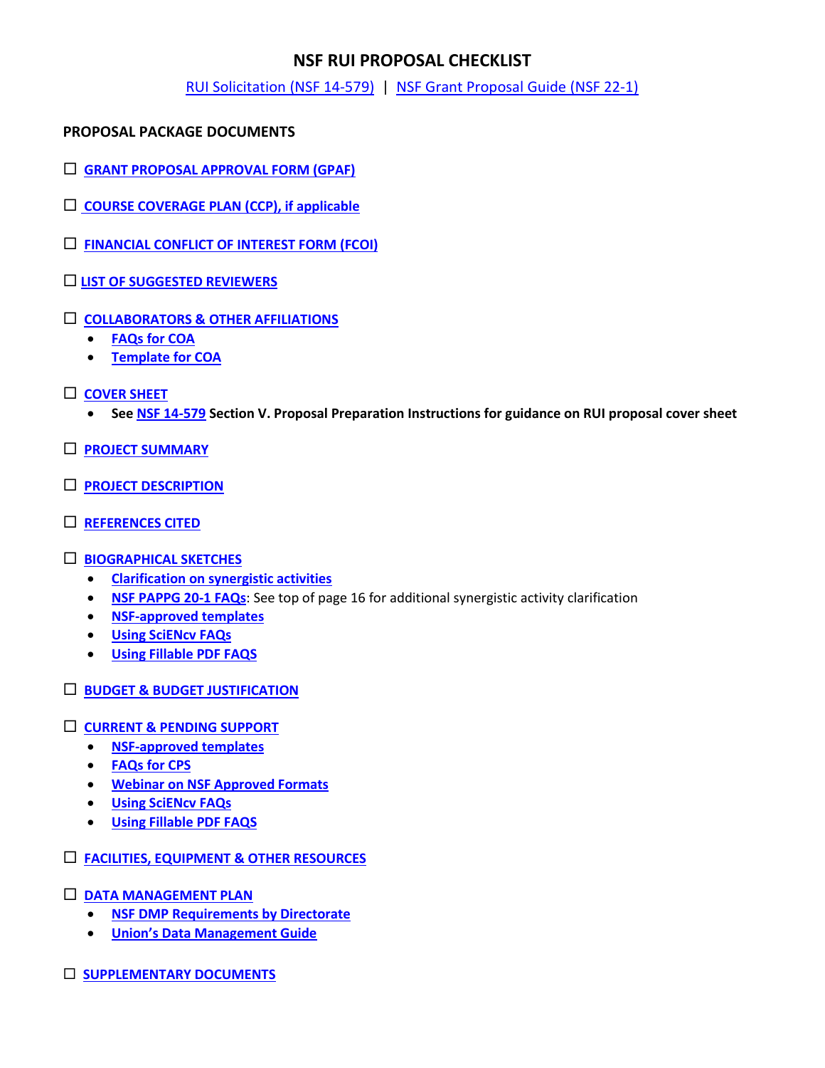# NSF RUI PROPOSAL CHECKLIST

RUI Solicitation (NSF 14-579) | NSF Grant Proposal Guide (NSF 22-1)

**PROPOSAL PACKAGE DOCUMENTS**

- ☐ **GRANT PROPOSAL APPROVAL FORM (GPAF)**

- ☐ **COURSE COVERAGE PLAN (CCP), if applicable**

- ☐ **FINANCIAL CONFLICT OF INTEREST FORM (FCOI)**

- ☐ **LIST OF SUGGESTED REVIEWERS**

- ☐ **COLLABORATORS & OTHER AFFILIATIONS**
  - **FAQs for COA**
  - **Template for COA**

- ☐ **COVER SHEET**
  - **See NSF 14-579 Section V. Proposal Preparation Instructions for guidance on RUI proposal cover sheet**

- ☐ **PROJECT SUMMARY**

- ☐ **PROJECT DESCRIPTION**

- ☐ **REFERENCES CITED**

- ☐ **BIOGRAPHICAL SKETCHES**
  - **Clarification on synergistic activities**
  - **NSF PAPPG 20-1 FAQs**: See top of page 16 for additional synergistic activity clarification
  - **NSF-approved templates**
  - **Using SciENcv FAQs**
  - **Using Fillable PDF FAQS**

- ☐ **BUDGET & BUDGET JUSTIFICATION**

- ☐ **CURRENT & PENDING SUPPORT**
  - **NSF-approved templates**
  - **FAQs for CPS**
  - **Webinar on NSF Approved Formats**
  - **Using SciENcv FAQs**
  - **Using Fillable PDF FAQS**

- ☐ **FACILITIES, EQUIPMENT & OTHER RESOURCES**

- ☐ **DATA MANAGEMENT PLAN**
  - **NSF DMP Requirements by Directorate**
  - **Union's Data Management Guide**

- ☐ **SUPPLEMENTARY DOCUMENTS**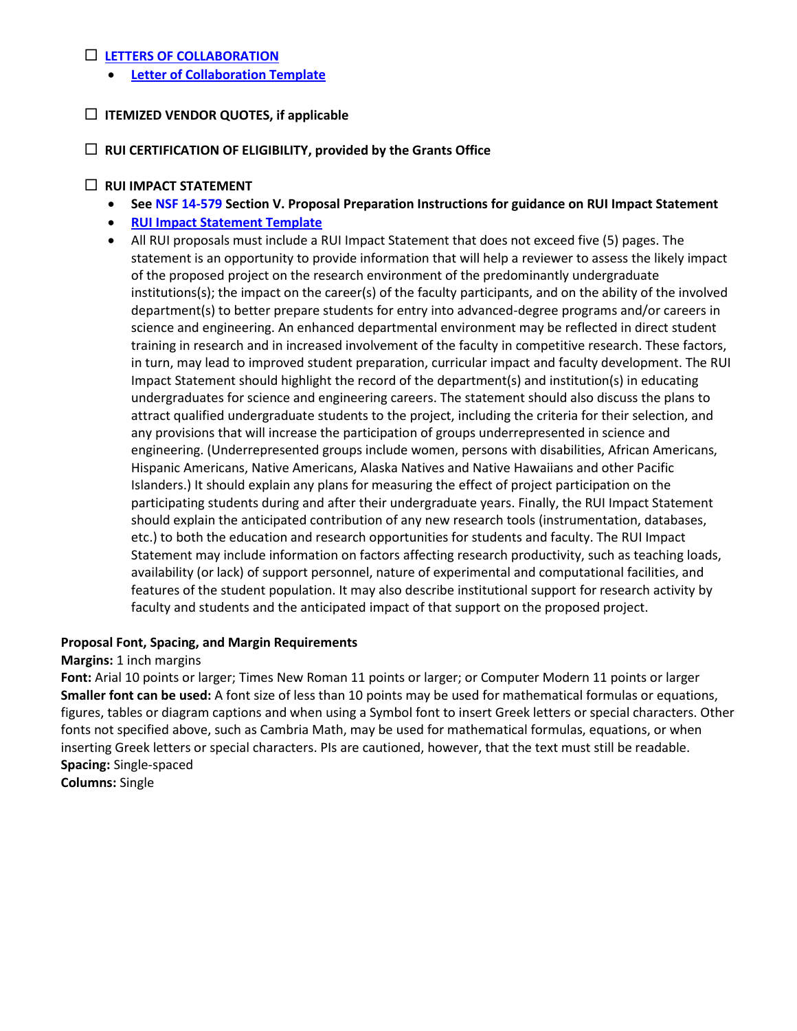☐ **LETTERS OF COLLABORATION**

- **Letter of Collaboration Template**

☐ **ITEMIZED VENDOR QUOTES, if applicable**

☐ **RUI CERTIFICATION OF ELIGIBILITY, provided by the Grants Office**

☐ **RUI IMPACT STATEMENT**

- **See NSF 14-579 Section V. Proposal Preparation Instructions for guidance on RUI Impact Statement**
- **RUI Impact Statement Template**
- All RUI proposals must include a RUI Impact Statement that does not exceed five (5) pages. The statement is an opportunity to provide information that will help a reviewer to assess the likely impact of the proposed project on the research environment of the predominantly undergraduate institutions(s); the impact on the career(s) of the faculty participants, and on the ability of the involved department(s) to better prepare students for entry into advanced-degree programs and/or careers in science and engineering. An enhanced departmental environment may be reflected in direct student training in research and in increased involvement of the faculty in competitive research. These factors, in turn, may lead to improved student preparation, curricular impact and faculty development. The RUI Impact Statement should highlight the record of the department(s) and institution(s) in educating undergraduates for science and engineering careers. The statement should also discuss the plans to attract qualified undergraduate students to the project, including the criteria for their selection, and any provisions that will increase the participation of groups underrepresented in science and engineering. (Underrepresented groups include women, persons with disabilities, African Americans, Hispanic Americans, Native Americans, Alaska Natives and Native Hawaiians and other Pacific Islanders.) It should explain any plans for measuring the effect of project participation on the participating students during and after their undergraduate years. Finally, the RUI Impact Statement should explain the anticipated contribution of any new research tools (instrumentation, databases, etc.) to both the education and research opportunities for students and faculty. The RUI Impact Statement may include information on factors affecting research productivity, such as teaching loads, availability (or lack) of support personnel, nature of experimental and computational facilities, and features of the student population. It may also describe institutional support for research activity by faculty and students and the anticipated impact of that support on the proposed project.

**Proposal Font, Spacing, and Margin Requirements**

**Margins:** 1 inch margins

**Font:** Arial 10 points or larger; Times New Roman 11 points or larger; or Computer Modern 11 points or larger

**Smaller font can be used:** A font size of less than 10 points may be used for mathematical formulas or equations, figures, tables or diagram captions and when using a Symbol font to insert Greek letters or special characters. Other fonts not specified above, such as Cambria Math, may be used for mathematical formulas, equations, or when inserting Greek letters or special characters. PIs are cautioned, however, that the text must still be readable.

**Spacing:** Single-spaced

**Columns:** Single